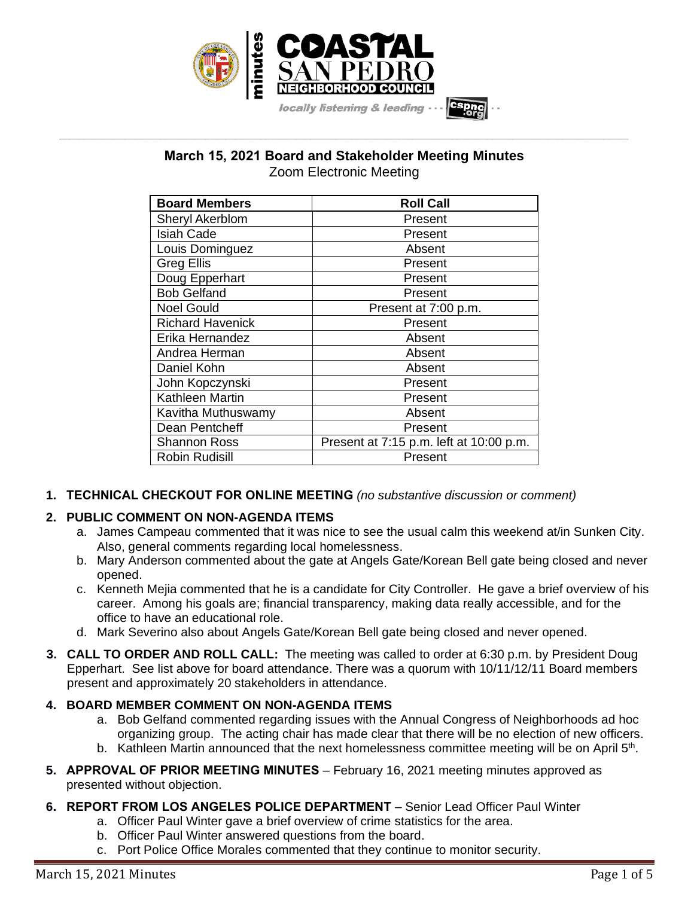# March 15, 2021 Board and Stakeholder Meeting Minutes

Zoom Electronic Meeting

| Board Members | Roll Call |
|---|---|
| Sheryl Akerblom | Present |
| Isiah Cade | Present |
| Louis Dominguez | Absent |
| Greg Ellis | Present |
| Doug Epperhart | Present |
| Bob Gelfand | Present |
| Noel Gould | Present at 7:00 p.m. |
| Richard Havenick | Present |
| Erika Hernandez | Absent |
| Andrea Herman | Absent |
| Daniel Kohn | Absent |
| John Kopczynski | Present |
| Kathleen Martin | Present |
| Kavitha Muthuswamy | Absent |
| Dean Pentcheff | Present |
| Shannon Ross | Present at 7:15 p.m. left at 10:00 p.m. |
| Robin Rudisill | Present |

1. **TECHNICAL CHECKOUT FOR ONLINE MEETING** *(no substantive discussion or comment)*

2. **PUBLIC COMMENT ON NON-AGENDA ITEMS**
   a. James Campeau commented that it was nice to see the usual calm this weekend at/in Sunken City. Also, general comments regarding local homelessness.
   b. Mary Anderson commented about the gate at Angels Gate/Korean Bell gate being closed and never opened.
   c. Kenneth Mejia commented that he is a candidate for City Controller. He gave a brief overview of his career. Among his goals are; financial transparency, making data really accessible, and for the office to have an educational role.
   d. Mark Severino also about Angels Gate/Korean Bell gate being closed and never opened.

3. **CALL TO ORDER AND ROLL CALL:** The meeting was called to order at 6:30 p.m. by President Doug Epperhart. See list above for board attendance. There was a quorum with 10/11/12/11 Board members present and approximately 20 stakeholders in attendance.

4. **BOARD MEMBER COMMENT ON NON-AGENDA ITEMS**
   a. Bob Gelfand commented regarding issues with the Annual Congress of Neighborhoods ad hoc organizing group. The acting chair has made clear that there will be no election of new officers.
   b. Kathleen Martin announced that the next homelessness committee meeting will be on April 5th.

5. **APPROVAL OF PRIOR MEETING MINUTES** – February 16, 2021 meeting minutes approved as presented without objection.

6. **REPORT FROM LOS ANGELES POLICE DEPARTMENT** – Senior Lead Officer Paul Winter
   a. Officer Paul Winter gave a brief overview of crime statistics for the area.
   b. Officer Paul Winter answered questions from the board.
   c. Port Police Office Morales commented that they continue to monitor security.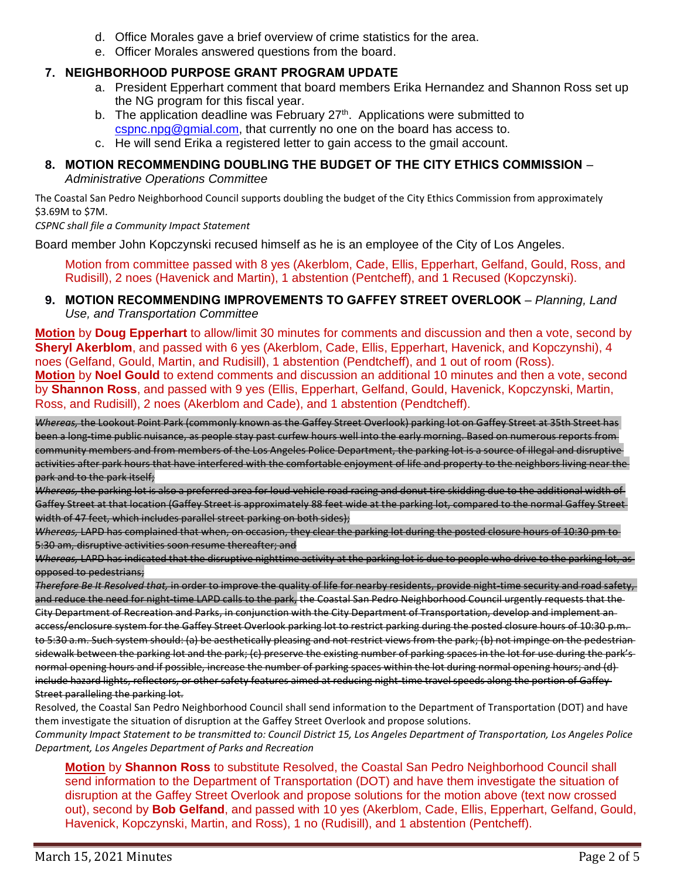d. Office Morales gave a brief overview of crime statistics for the area.
e. Officer Morales answered questions from the board.

**7. NEIGHBORHOOD PURPOSE GRANT PROGRAM UPDATE**

a. President Epperhart comment that board members Erika Hernandez and Shannon Ross set up the NG program for this fiscal year.
b. The application deadline was February 27th. Applications were submitted to cspnc.npg@gmial.com, that currently no one on the board has access to.
c. He will send Erika a registered letter to gain access to the gmail account.

**8. MOTION RECOMMENDING DOUBLING THE BUDGET OF THE CITY ETHICS COMMISSION** – *Administrative Operations Committee*

The Coastal San Pedro Neighborhood Council supports doubling the budget of the City Ethics Commission from approximately $3.69M to $7M.
*CSPNC shall file a Community Impact Statement*

Board member John Kopczynski recused himself as he is an employee of the City of Los Angeles.

Motion from committee passed with 8 yes (Akerblom, Cade, Ellis, Epperhart, Gelfand, Gould, Ross, and Rudisill), 2 noes (Havenick and Martin), 1 abstention (Pentcheff), and 1 Recused (Kopczynski).

**9. MOTION RECOMMENDING IMPROVEMENTS TO GAFFEY STREET OVERLOOK** – *Planning, Land Use, and Transportation Committee*

**Motion** by **Doug Epperhart** to allow/limit 30 minutes for comments and discussion and then a vote, second by **Sheryl Akerblom**, and passed with 6 yes (Akerblom, Cade, Ellis, Epperhart, Havenick, and Kopczynshi), 4 noes (Gelfand, Gould, Martin, and Rudisill), 1 abstention (Pendtcheff), and 1 out of room (Ross).
**Motion** by **Noel Gould** to extend comments and discussion an additional 10 minutes and then a vote, second by **Shannon Ross**, and passed with 9 yes (Ellis, Epperhart, Gelfand, Gould, Havenick, Kopczynski, Martin, Ross, and Rudisill), 2 noes (Akerblom and Cade), and 1 abstention (Pendtcheff).

~~*Whereas,* the Lookout Point Park (commonly known as the Gaffey Street Overlook) parking lot on Gaffey Street at 35th Street has been a long-time public nuisance, as people stay past curfew hours well into the early morning. Based on numerous reports from community members and from members of the Los Angeles Police Department, the parking lot is a source of illegal and disruptive activities after park hours that have interfered with the comfortable enjoyment of life and property to the neighbors living near the park and to the park itself;~~
~~*Whereas,* the parking lot is also a preferred area for loud vehicle road racing and donut tire skidding due to the additional width of Gaffey Street at that location (Gaffey Street is approximately 88 feet wide at the parking lot, compared to the normal Gaffey Street width of 47 feet, which includes parallel street parking on both sides);~~
~~*Whereas,* LAPD has complained that when, on occasion, they clear the parking lot during the posted closure hours of 10:30 pm to 5:30 am, disruptive activities soon resume thereafter; and~~
~~*Whereas,* LAPD has indicated that the disruptive nighttime activity at the parking lot is due to people who drive to the parking lot, as opposed to pedestrians;~~
~~*Therefore Be It Resolved that,* in order to improve the quality of life for nearby residents, provide night-time security and road safety, and reduce the need for night-time LAPD calls to the park, the Coastal San Pedro Neighborhood Council urgently requests that the City Department of Recreation and Parks, in conjunction with the City Department of Transportation, develop and implement an access/enclosure system for the Gaffey Street Overlook parking lot to restrict parking during the posted closure hours of 10:30 p.m. to 5:30 a.m. Such system should: (a) be aesthetically pleasing and not restrict views from the park; (b) not impinge on the pedestrian sidewalk between the parking lot and the park; (c) preserve the existing number of parking spaces in the lot for use during the park's normal opening hours and if possible, increase the number of parking spaces within the lot during normal opening hours; and (d) include hazard lights, reflectors, or other safety features aimed at reducing night-time travel speeds along the portion of Gaffey Street paralleling the parking lot.~~
Resolved, the Coastal San Pedro Neighborhood Council shall send information to the Department of Transportation (DOT) and have them investigate the situation of disruption at the Gaffey Street Overlook and propose solutions.
*Community Impact Statement to be transmitted to: Council District 15, Los Angeles Department of Transportation, Los Angeles Police Department, Los Angeles Department of Parks and Recreation*

**Motion** by **Shannon Ross** to substitute Resolved, the Coastal San Pedro Neighborhood Council shall send information to the Department of Transportation (DOT) and have them investigate the situation of disruption at the Gaffey Street Overlook and propose solutions for the motion above (text now crossed out), second by **Bob Gelfand**, and passed with 10 yes (Akerblom, Cade, Ellis, Epperhart, Gelfand, Gould, Havenick, Kopczynski, Martin, and Ross), 1 no (Rudisill), and 1 abstention (Pentcheff).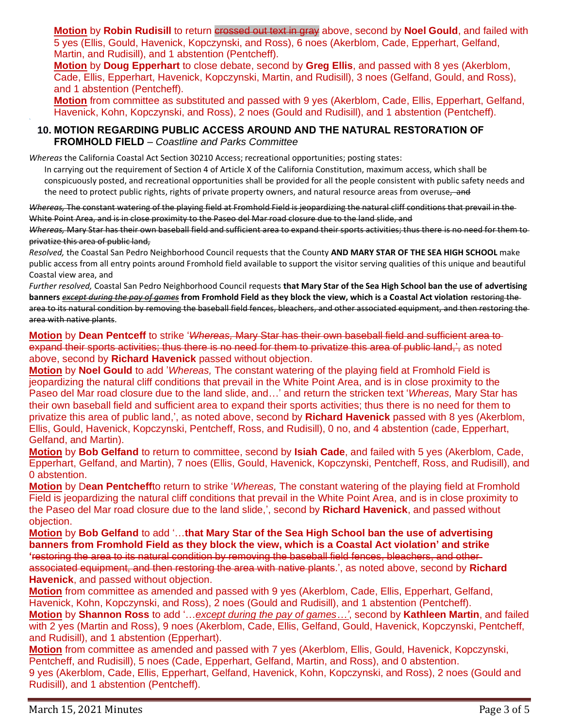**Motion** by **Robin Rudisill** to return ~~crossed out text in gray~~ above, second by **Noel Gould**, and failed with 5 yes (Ellis, Gould, Havenick, Kopczynski, and Ross), 6 noes (Akerblom, Cade, Epperhart, Gelfand, Martin, and Rudisill), and 1 abstention (Pentcheff).

**Motion** by **Doug Epperhart** to close debate, second by **Greg Ellis**, and passed with 8 yes (Akerblom, Cade, Ellis, Epperhart, Havenick, Kopczynski, Martin, and Rudisill), 3 noes (Gelfand, Gould, and Ross), and 1 abstention (Pentcheff).

**Motion** from committee as substituted and passed with 9 yes (Akerblom, Cade, Ellis, Epperhart, Gelfand, Havenick, Kohn, Kopczynski, and Ross), 2 noes (Gould and Rudisill), and 1 abstention (Pentcheff).

## 10. MOTION REGARDING PUBLIC ACCESS AROUND AND THE NATURAL RESTORATION OF FROMHOLD FIELD – *Coastline and Parks Committee*

*Whereas* the California Coastal Act Section 30210 Access; recreational opportunities; posting states:

> In carrying out the requirement of Section 4 of Article X of the California Constitution, maximum access, which shall be conspicuously posted, and recreational opportunities shall be provided for all the people consistent with public safety needs and the need to protect public rights, rights of private property owners, and natural resource areas from overuse~~, and~~

~~*Whereas,* The constant watering of the playing field at Fromhold Field is jeopardizing the natural cliff conditions that prevail in the White Point Area, and is in close proximity to the Paseo del Mar road closure due to the land slide, and~~

~~*Whereas,* Mary Star has their own baseball field and sufficient area to expand their sports activities; thus there is no need for them to privatize this area of public land,~~

*Resolved,* the Coastal San Pedro Neighborhood Council requests that the County **AND MARY STAR OF THE SEA HIGH SCHOOL** make public access from all entry points around Fromhold field available to support the visitor serving qualities of this unique and beautiful Coastal view area, and

*Further resolved,* Coastal San Pedro Neighborhood Council requests **that Mary Star of the Sea High School ban the use of advertising banners *except during the pay of games* from Fromhold Field as they block the view, which is a Coastal Act violation** ~~restoring the area to its natural condition by removing the baseball field fences, bleachers, and other associated equipment, and then restoring the area with native plants~~.

**Motion** by **Dean Pentceff** to strike '~~*Whereas,* Mary Star has their own baseball field and sufficient area to expand their sports activities; thus there is no need for them to privatize this area of public land,'~~, as noted above, second by **Richard Havenick** passed without objection.

**Motion** by **Noel Gould** to add '*Whereas,* The constant watering of the playing field at Fromhold Field is jeopardizing the natural cliff conditions that prevail in the White Point Area, and is in close proximity to the Paseo del Mar road closure due to the land slide, and…' and return the stricken text '*Whereas,* Mary Star has their own baseball field and sufficient area to expand their sports activities; thus there is no need for them to privatize this area of public land,', as noted above, second by **Richard Havenick** passed with 8 yes (Akerblom, Ellis, Gould, Havenick, Kopczynski, Pentcheff, Ross, and Rudisill), 0 no, and 4 abstention (cade, Epperhart, Gelfand, and Martin).

**Motion** by **Bob Gelfand** to return to committee, second by **Isiah Cade**, and failed with 5 yes (Akerblom, Cade, Epperhart, Gelfand, and Martin), 7 noes (Ellis, Gould, Havenick, Kopczynski, Pentcheff, Ross, and Rudisill), and 0 abstention.

**Motion** by **Dean Pentcheff**to return to strike '*Whereas,* The constant watering of the playing field at Fromhold Field is jeopardizing the natural cliff conditions that prevail in the White Point Area, and is in close proximity to the Paseo del Mar road closure due to the land slide,', second by **Richard Havenick**, and passed without objection.

**Motion** by **Bob Gelfand** to add '…**that Mary Star of the Sea High School ban the use of advertising banners from Fromhold Field as they block the view, which is a Coastal Act violation' and strike '**~~restoring the area to its natural condition by removing the baseball field fences, bleachers, and other associated equipment, and then restoring the area with native plants~~.', as noted above, second by **Richard Havenick**, and passed without objection.

**Motion** from committee as amended and passed with 9 yes (Akerblom, Cade, Ellis, Epperhart, Gelfand, Havenick, Kohn, Kopczynski, and Ross), 2 noes (Gould and Rudisill), and 1 abstention (Pentcheff).

**Motion** by **Shannon Ross** to add '…*except during the pay of games…'*, second by **Kathleen Martin**, and failed with 2 yes (Martin and Ross), 9 noes (Akerblom, Cade, Ellis, Gelfand, Gould, Havenick, Kopczynski, Pentcheff, and Rudisill), and 1 abstention (Epperhart).

**Motion** from committee as amended and passed with 7 yes (Akerblom, Ellis, Gould, Havenick, Kopczynski, Pentcheff, and Rudisill), 5 noes (Cade, Epperhart, Gelfand, Martin, and Ross), and 0 abstention.

9 yes (Akerblom, Cade, Ellis, Epperhart, Gelfand, Havenick, Kohn, Kopczynski, and Ross), 2 noes (Gould and Rudisill), and 1 abstention (Pentcheff).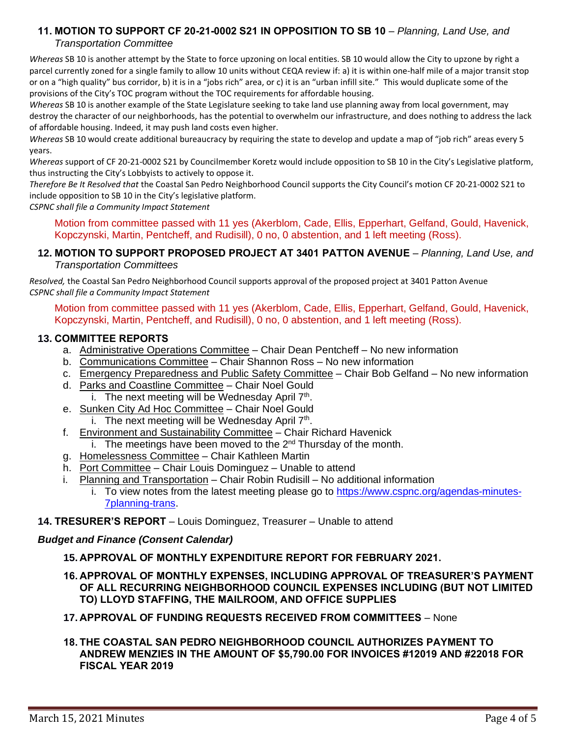### 11. MOTION TO SUPPORT CF 20-21-0002 S21 IN OPPOSITION TO SB 10 – *Planning, Land Use, and Transportation Committee*

*Whereas* SB 10 is another attempt by the State to force upzoning on local entities. SB 10 would allow the City to upzone by right a parcel currently zoned for a single family to allow 10 units without CEQA review if: a) it is within one-half mile of a major transit stop or on a "high quality" bus corridor, b) it is in a "jobs rich" area, or c) it is an "urban infill site." This would duplicate some of the provisions of the City's TOC program without the TOC requirements for affordable housing.

*Whereas* SB 10 is another example of the State Legislature seeking to take land use planning away from local government, may destroy the character of our neighborhoods, has the potential to overwhelm our infrastructure, and does nothing to address the lack of affordable housing. Indeed, it may push land costs even higher.

*Whereas* SB 10 would create additional bureaucracy by requiring the state to develop and update a map of "job rich" areas every 5 years.

*Whereas* support of CF 20-21-0002 S21 by Councilmember Koretz would include opposition to SB 10 in the City's Legislative platform, thus instructing the City's Lobbyists to actively to oppose it.

*Therefore Be It Resolved that* the Coastal San Pedro Neighborhood Council supports the City Council's motion CF 20-21-0002 S21 to include opposition to SB 10 in the City's legislative platform.

*CSPNC shall file a Community Impact Statement*

Motion from committee passed with 11 yes (Akerblom, Cade, Ellis, Epperhart, Gelfand, Gould, Havenick, Kopczynski, Martin, Pentcheff, and Rudisill), 0 no, 0 abstention, and 1 left meeting (Ross).

### 12. MOTION TO SUPPORT PROPOSED PROJECT AT 3401 PATTON AVENUE – *Planning, Land Use, and Transportation Committees*

*Resolved,* the Coastal San Pedro Neighborhood Council supports approval of the proposed project at 3401 Patton Avenue

*CSPNC shall file a Community Impact Statement*

Motion from committee passed with 11 yes (Akerblom, Cade, Ellis, Epperhart, Gelfand, Gould, Havenick, Kopczynski, Martin, Pentcheff, and Rudisill), 0 no, 0 abstention, and 1 left meeting (Ross).

### 13. COMMITTEE REPORTS

a. Administrative Operations Committee – Chair Dean Pentcheff – No new information
b. Communications Committee – Chair Shannon Ross – No new information
c. Emergency Preparedness and Public Safety Committee – Chair Bob Gelfand – No new information
d. Parks and Coastline Committee – Chair Noel Gould
   i. The next meeting will be Wednesday April 7th.
e. Sunken City Ad Hoc Committee – Chair Noel Gould
   i. The next meeting will be Wednesday April 7th.
f. Environment and Sustainability Committee – Chair Richard Havenick
   i. The meetings have been moved to the 2nd Thursday of the month.
g. Homelessness Committee – Chair Kathleen Martin
h. Port Committee – Chair Louis Dominguez – Unable to attend
i. Planning and Transportation – Chair Robin Rudisill – No additional information
   i. To view notes from the latest meeting please go to [https://www.cspnc.org/agendas-minutes-7planning-trans](https://www.cspnc.org/agendas-minutes-7planning-trans).

### 14. TRESURER'S REPORT – Louis Dominguez, Treasurer – Unable to attend

***Budget and Finance (Consent Calendar)***

**15. APPROVAL OF MONTHLY EXPENDITURE REPORT FOR FEBRUARY 2021.**

**16. APPROVAL OF MONTHLY EXPENSES, INCLUDING APPROVAL OF TREASURER'S PAYMENT OF ALL RECURRING NEIGHBORHOOD COUNCIL EXPENSES INCLUDING (BUT NOT LIMITED TO) LLOYD STAFFING, THE MAILROOM, AND OFFICE SUPPLIES**

**17. APPROVAL OF FUNDING REQUESTS RECEIVED FROM COMMITTEES** – None

**18. THE COASTAL SAN PEDRO NEIGHBORHOOD COUNCIL AUTHORIZES PAYMENT TO ANDREW MENZIES IN THE AMOUNT OF $5,790.00 FOR INVOICES #12019 AND #22018 FOR FISCAL YEAR 2019**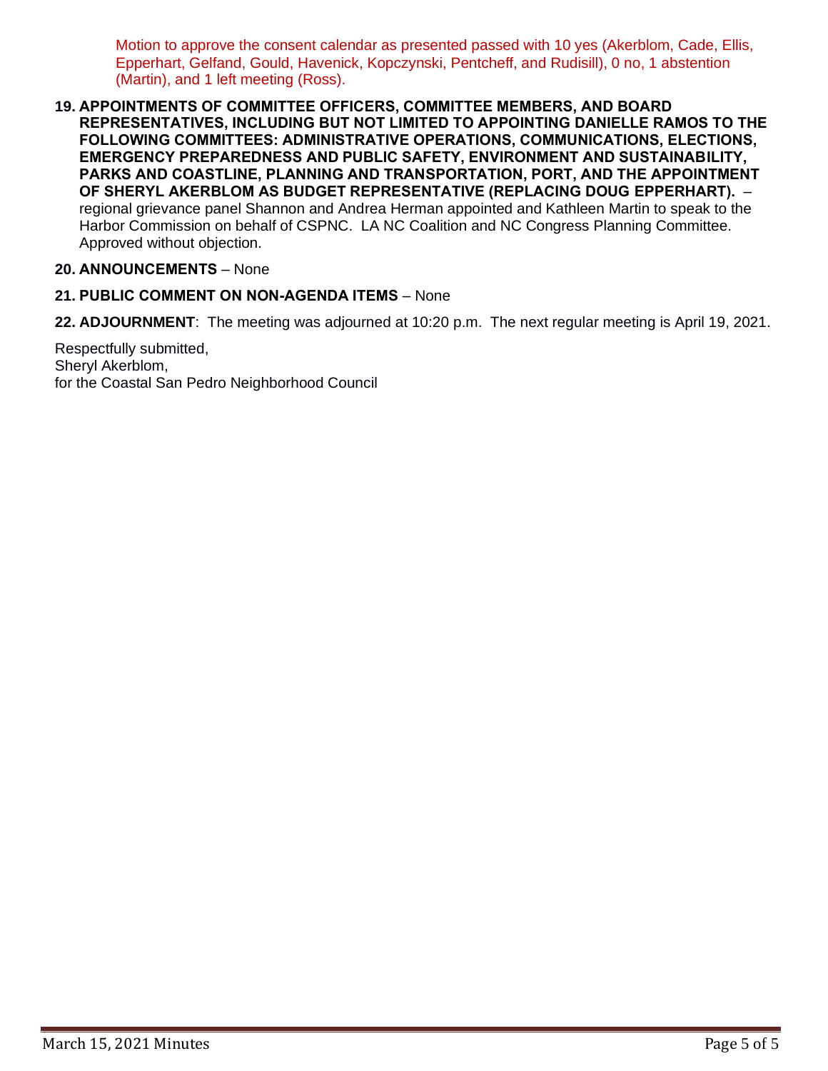Motion to approve the consent calendar as presented passed with 10 yes (Akerblom, Cade, Ellis, Epperhart, Gelfand, Gould, Havenick, Kopczynski, Pentcheff, and Rudisill), 0 no, 1 abstention (Martin), and 1 left meeting (Ross).

**19. APPOINTMENTS OF COMMITTEE OFFICERS, COMMITTEE MEMBERS, AND BOARD REPRESENTATIVES, INCLUDING BUT NOT LIMITED TO APPOINTING DANIELLE RAMOS TO THE FOLLOWING COMMITTEES: ADMINISTRATIVE OPERATIONS, COMMUNICATIONS, ELECTIONS, EMERGENCY PREPAREDNESS AND PUBLIC SAFETY, ENVIRONMENT AND SUSTAINABILITY, PARKS AND COASTLINE, PLANNING AND TRANSPORTATION, PORT, AND THE APPOINTMENT OF SHERYL AKERBLOM AS BUDGET REPRESENTATIVE (REPLACING DOUG EPPERHART).** – regional grievance panel Shannon and Andrea Herman appointed and Kathleen Martin to speak to the Harbor Commission on behalf of CSPNC. LA NC Coalition and NC Congress Planning Committee. Approved without objection.

**20. ANNOUNCEMENTS** – None

**21. PUBLIC COMMENT ON NON-AGENDA ITEMS** – None

**22. ADJOURNMENT**: The meeting was adjourned at 10:20 p.m. The next regular meeting is April 19, 2021.

Respectfully submitted,
Sheryl Akerblom,
for the Coastal San Pedro Neighborhood Council